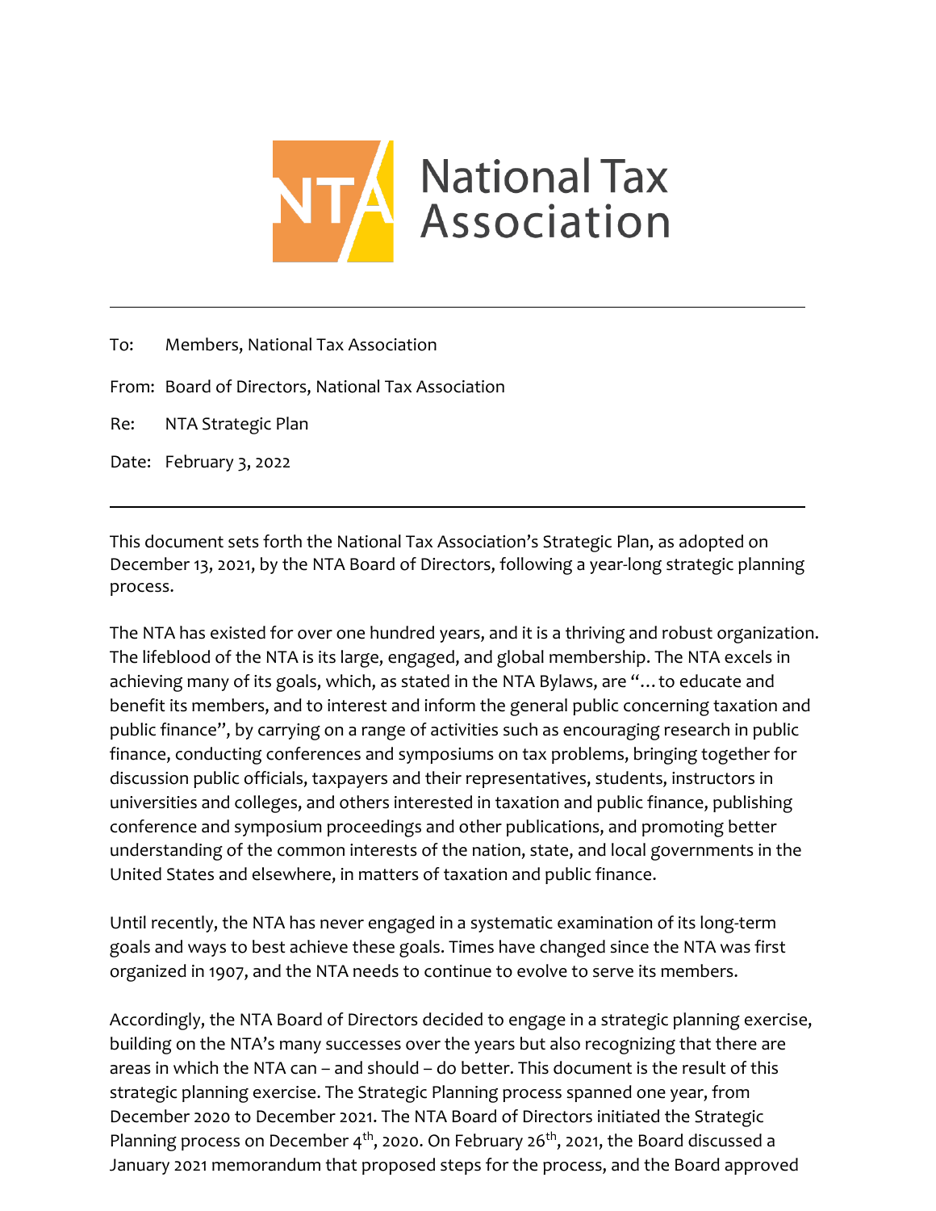National Tax Association

---

To: Members, National Tax Association

From: Board of Directors, National Tax Association

Re: NTA Strategic Plan

Date: February 3, 2022

---

This document sets forth the National Tax Association's Strategic Plan, as adopted on December 13, 2021, by the NTA Board of Directors, following a year-long strategic planning process.

The NTA has existed for over one hundred years, and it is a thriving and robust organization. The lifeblood of the NTA is its large, engaged, and global membership. The NTA excels in achieving many of its goals, which, as stated in the NTA Bylaws, are "…to educate and benefit its members, and to interest and inform the general public concerning taxation and public finance", by carrying on a range of activities such as encouraging research in public finance, conducting conferences and symposiums on tax problems, bringing together for discussion public officials, taxpayers and their representatives, students, instructors in universities and colleges, and others interested in taxation and public finance, publishing conference and symposium proceedings and other publications, and promoting better understanding of the common interests of the nation, state, and local governments in the United States and elsewhere, in matters of taxation and public finance.

Until recently, the NTA has never engaged in a systematic examination of its long-term goals and ways to best achieve these goals. Times have changed since the NTA was first organized in 1907, and the NTA needs to continue to evolve to serve its members.

Accordingly, the NTA Board of Directors decided to engage in a strategic planning exercise, building on the NTA's many successes over the years but also recognizing that there are areas in which the NTA can – and should – do better. This document is the result of this strategic planning exercise. The Strategic Planning process spanned one year, from December 2020 to December 2021. The NTA Board of Directors initiated the Strategic Planning process on December 4th, 2020. On February 26th, 2021, the Board discussed a January 2021 memorandum that proposed steps for the process, and the Board approved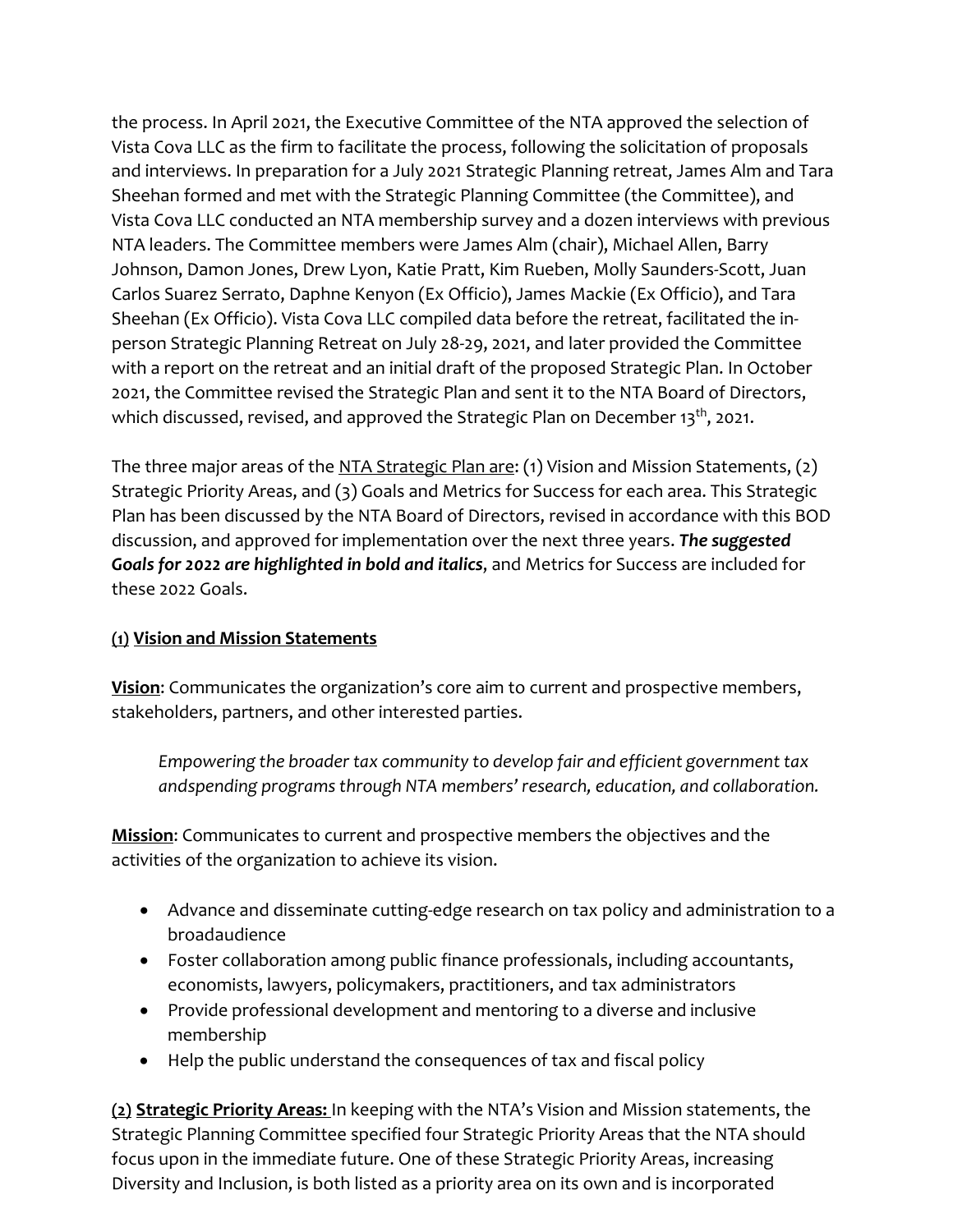the process. In April 2021, the Executive Committee of the NTA approved the selection of Vista Cova LLC as the firm to facilitate the process, following the solicitation of proposals and interviews. In preparation for a July 2021 Strategic Planning retreat, James Alm and Tara Sheehan formed and met with the Strategic Planning Committee (the Committee), and Vista Cova LLC conducted an NTA membership survey and a dozen interviews with previous NTA leaders. The Committee members were James Alm (chair), Michael Allen, Barry Johnson, Damon Jones, Drew Lyon, Katie Pratt, Kim Rueben, Molly Saunders-Scott, Juan Carlos Suarez Serrato, Daphne Kenyon (Ex Officio), James Mackie (Ex Officio), and Tara Sheehan (Ex Officio). Vista Cova LLC compiled data before the retreat, facilitated the in-person Strategic Planning Retreat on July 28-29, 2021, and later provided the Committee with a report on the retreat and an initial draft of the proposed Strategic Plan. In October 2021, the Committee revised the Strategic Plan and sent it to the NTA Board of Directors, which discussed, revised, and approved the Strategic Plan on December 13th, 2021.

The three major areas of the <u>NTA Strategic Plan are</u>: (1) Vision and Mission Statements, (2) Strategic Priority Areas, and (3) Goals and Metrics for Success for each area. This Strategic Plan has been discussed by the NTA Board of Directors, revised in accordance with this BOD discussion, and approved for implementation over the next three years. ***The suggested Goals for 2022 are highlighted in bold and italics***, and Metrics for Success are included for these 2022 Goals.

**(1) <u>Vision and Mission Statements</u>**

**<u>Vision</u>**: Communicates the organization's core aim to current and prospective members, stakeholders, partners, and other interested parties.

> *Empowering the broader tax community to develop fair and efficient government tax andspending programs through NTA members' research, education, and collaboration.*

**<u>Mission</u>**: Communicates to current and prospective members the objectives and the activities of the organization to achieve its vision.

- Advance and disseminate cutting-edge research on tax policy and administration to a broadaudience
- Foster collaboration among public finance professionals, including accountants, economists, lawyers, policymakers, practitioners, and tax administrators
- Provide professional development and mentoring to a diverse and inclusive membership
- Help the public understand the consequences of tax and fiscal policy

**(2) <u>Strategic Priority Areas:</u>** In keeping with the NTA's Vision and Mission statements, the Strategic Planning Committee specified four Strategic Priority Areas that the NTA should focus upon in the immediate future. One of these Strategic Priority Areas, increasing Diversity and Inclusion, is both listed as a priority area on its own and is incorporated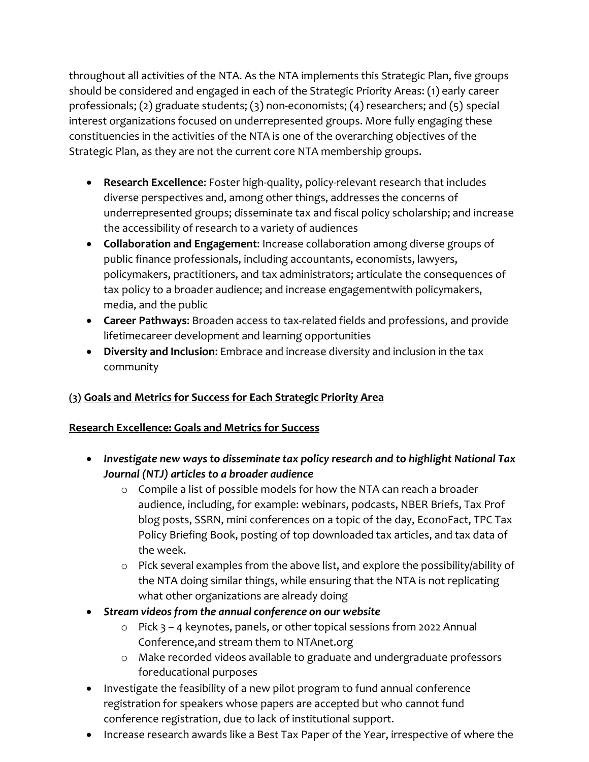throughout all activities of the NTA. As the NTA implements this Strategic Plan, five groups should be considered and engaged in each of the Strategic Priority Areas: (1) early career professionals; (2) graduate students; (3) non-economists; (4) researchers; and (5) special interest organizations focused on underrepresented groups. More fully engaging these constituencies in the activities of the NTA is one of the overarching objectives of the Strategic Plan, as they are not the current core NTA membership groups.

- **Research Excellence**: Foster high-quality, policy-relevant research that includes diverse perspectives and, among other things, addresses the concerns of underrepresented groups; disseminate tax and fiscal policy scholarship; and increase the accessibility of research to a variety of audiences
- **Collaboration and Engagement**: Increase collaboration among diverse groups of public finance professionals, including accountants, economists, lawyers, policymakers, practitioners, and tax administrators; articulate the consequences of tax policy to a broader audience; and increase engagementwith policymakers, media, and the public
- **Career Pathways**: Broaden access to tax-related fields and professions, and provide lifetimecareer development and learning opportunities
- **Diversity and Inclusion**: Embrace and increase diversity and inclusion in the tax community

## (3) Goals and Metrics for Success for Each Strategic Priority Area

### Research Excellence: Goals and Metrics for Success

- ***Investigate new ways to disseminate tax policy research and to highlight National Tax Journal (NTJ) articles to a broader audience***
  - Compile a list of possible models for how the NTA can reach a broader audience, including, for example: webinars, podcasts, NBER Briefs, Tax Prof blog posts, SSRN, mini conferences on a topic of the day, EconoFact, TPC Tax Policy Briefing Book, posting of top downloaded tax articles, and tax data of the week.
  - Pick several examples from the above list, and explore the possibility/ability of the NTA doing similar things, while ensuring that the NTA is not replicating what other organizations are already doing
- ***Stream videos from the annual conference on our website***
  - Pick 3 – 4 keynotes, panels, or other topical sessions from 2022 Annual Conference,and stream them to NTAnet.org
  - Make recorded videos available to graduate and undergraduate professors foreducational purposes
- Investigate the feasibility of a new pilot program to fund annual conference registration for speakers whose papers are accepted but who cannot fund conference registration, due to lack of institutional support.
- Increase research awards like a Best Tax Paper of the Year, irrespective of where the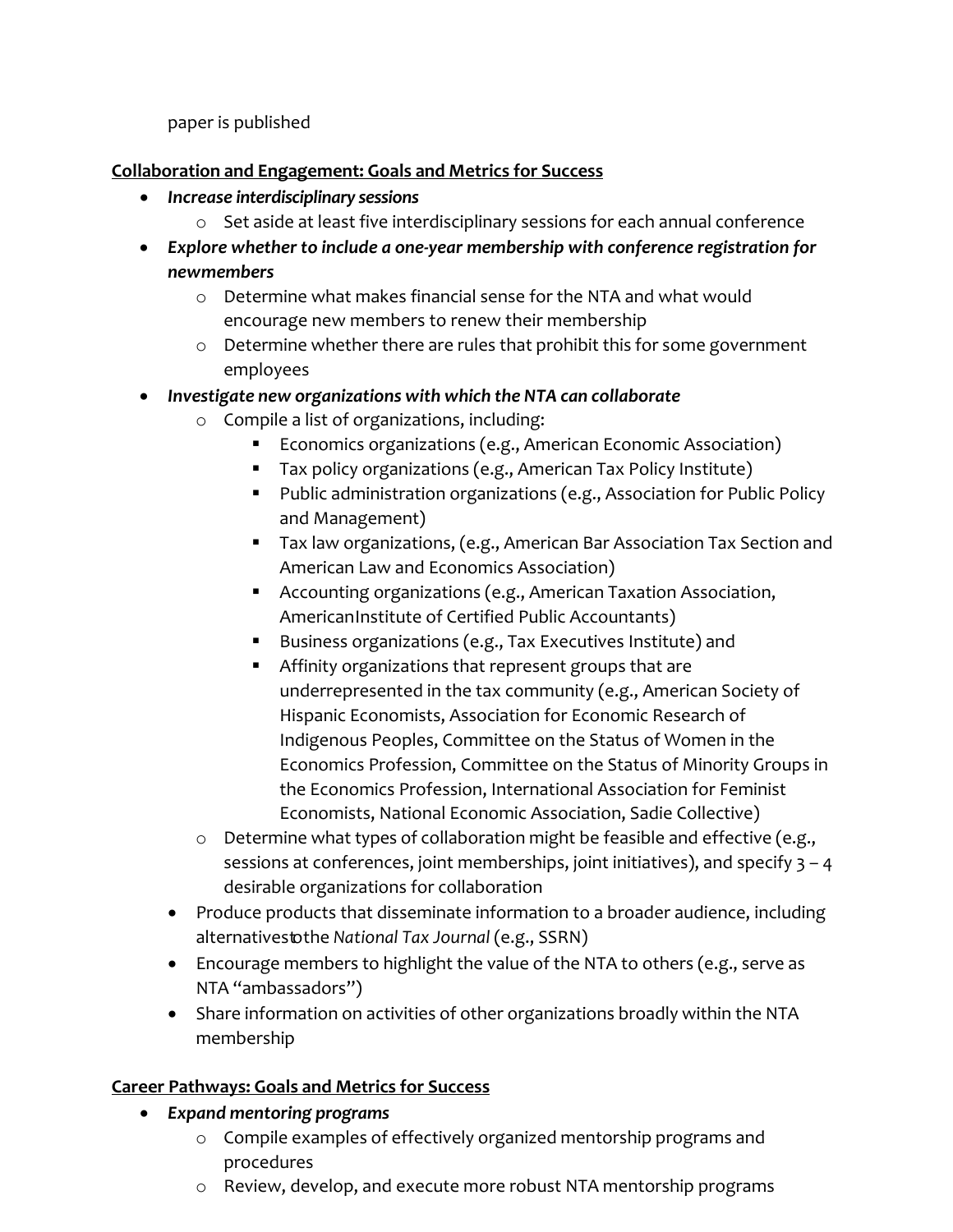paper is published

**<u>Collaboration and Engagement: Goals and Metrics for Success</u>**

- ***Increase interdisciplinary sessions***
  - Set aside at least five interdisciplinary sessions for each annual conference
- ***Explore whether to include a one-year membership with conference registration for newmembers***
  - Determine what makes financial sense for the NTA and what would encourage new members to renew their membership
  - Determine whether there are rules that prohibit this for some government employees
- ***Investigate new organizations with which the NTA can collaborate***
  - Compile a list of organizations, including:
    - Economics organizations (e.g., American Economic Association)
    - Tax policy organizations (e.g., American Tax Policy Institute)
    - Public administration organizations (e.g., Association for Public Policy and Management)
    - Tax law organizations, (e.g., American Bar Association Tax Section and American Law and Economics Association)
    - Accounting organizations (e.g., American Taxation Association, AmericanInstitute of Certified Public Accountants)
    - Business organizations (e.g., Tax Executives Institute) and
    - Affinity organizations that represent groups that are underrepresented in the tax community (e.g., American Society of Hispanic Economists, Association for Economic Research of Indigenous Peoples, Committee on the Status of Women in the Economics Profession, Committee on the Status of Minority Groups in the Economics Profession, International Association for Feminist Economists, National Economic Association, Sadie Collective)
  - Determine what types of collaboration might be feasible and effective (e.g., sessions at conferences, joint memberships, joint initiatives), and specify 3 – 4 desirable organizations for collaboration
- Produce products that disseminate information to a broader audience, including alternativestothe *National Tax Journal* (e.g., SSRN)
- Encourage members to highlight the value of the NTA to others (e.g., serve as NTA "ambassadors")
- Share information on activities of other organizations broadly within the NTA membership

**<u>Career Pathways: Goals and Metrics for Success</u>**

- ***Expand mentoring programs***
  - Compile examples of effectively organized mentorship programs and procedures
  - Review, develop, and execute more robust NTA mentorship programs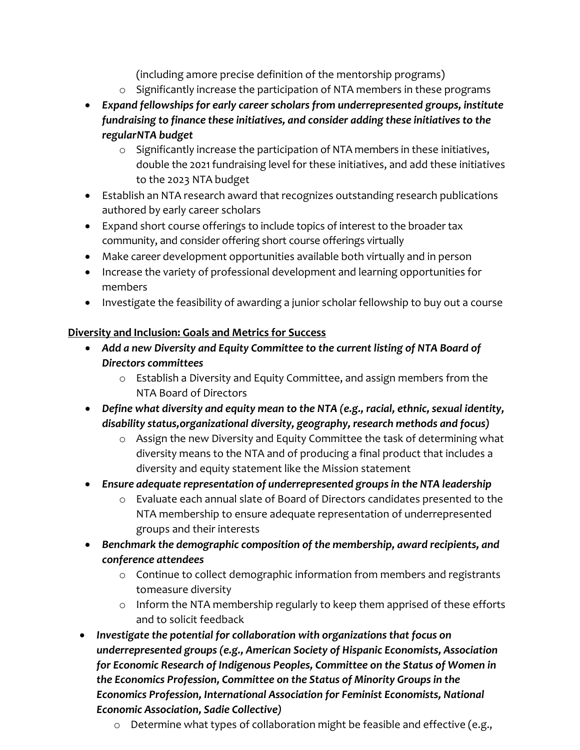(including amore precise definition of the mentorship programs)
  - Significantly increase the participation of NTA members in these programs
- ***Expand fellowships for early career scholars from underrepresented groups, institute fundraising to finance these initiatives, and consider adding these initiatives to the regularNTA budget***
  - Significantly increase the participation of NTA members in these initiatives, double the 2021 fundraising level for these initiatives, and add these initiatives to the 2023 NTA budget
- Establish an NTA research award that recognizes outstanding research publications authored by early career scholars
- Expand short course offerings to include topics of interest to the broader tax community, and consider offering short course offerings virtually
- Make career development opportunities available both virtually and in person
- Increase the variety of professional development and learning opportunities for members
- Investigate the feasibility of awarding a junior scholar fellowship to buy out a course

<u>**Diversity and Inclusion: Goals and Metrics for Success**</u>

- ***Add a new Diversity and Equity Committee to the current listing of NTA Board of Directors committees***
  - Establish a Diversity and Equity Committee, and assign members from the NTA Board of Directors
- ***Define what diversity and equity mean to the NTA (e.g., racial, ethnic, sexual identity, disability status,organizational diversity, geography, research methods and focus)***
  - Assign the new Diversity and Equity Committee the task of determining what diversity means to the NTA and of producing a final product that includes a diversity and equity statement like the Mission statement
- ***Ensure adequate representation of underrepresented groups in the NTA leadership***
  - Evaluate each annual slate of Board of Directors candidates presented to the NTA membership to ensure adequate representation of underrepresented groups and their interests
- ***Benchmark the demographic composition of the membership, award recipients, and conference attendees***
  - Continue to collect demographic information from members and registrants tomeasure diversity
  - Inform the NTA membership regularly to keep them apprised of these efforts and to solicit feedback
- ***Investigate the potential for collaboration with organizations that focus on underrepresented groups (e.g., American Society of Hispanic Economists, Association for Economic Research of Indigenous Peoples, Committee on the Status of Women in the Economics Profession, Committee on the Status of Minority Groups in the Economics Profession, International Association for Feminist Economists, National Economic Association, Sadie Collective)***
  - Determine what types of collaboration might be feasible and effective (e.g.,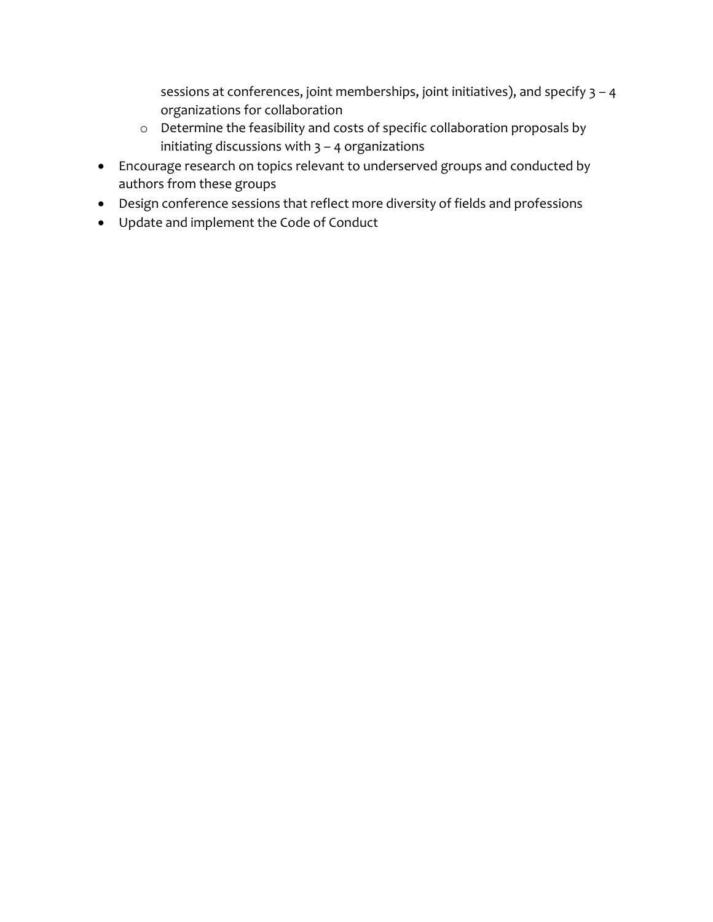sessions at conferences, joint memberships, joint initiatives), and specify 3 – 4 organizations for collaboration
  - Determine the feasibility and costs of specific collaboration proposals by initiating discussions with 3 – 4 organizations
- Encourage research on topics relevant to underserved groups and conducted by authors from these groups
- Design conference sessions that reflect more diversity of fields and professions
- Update and implement the Code of Conduct